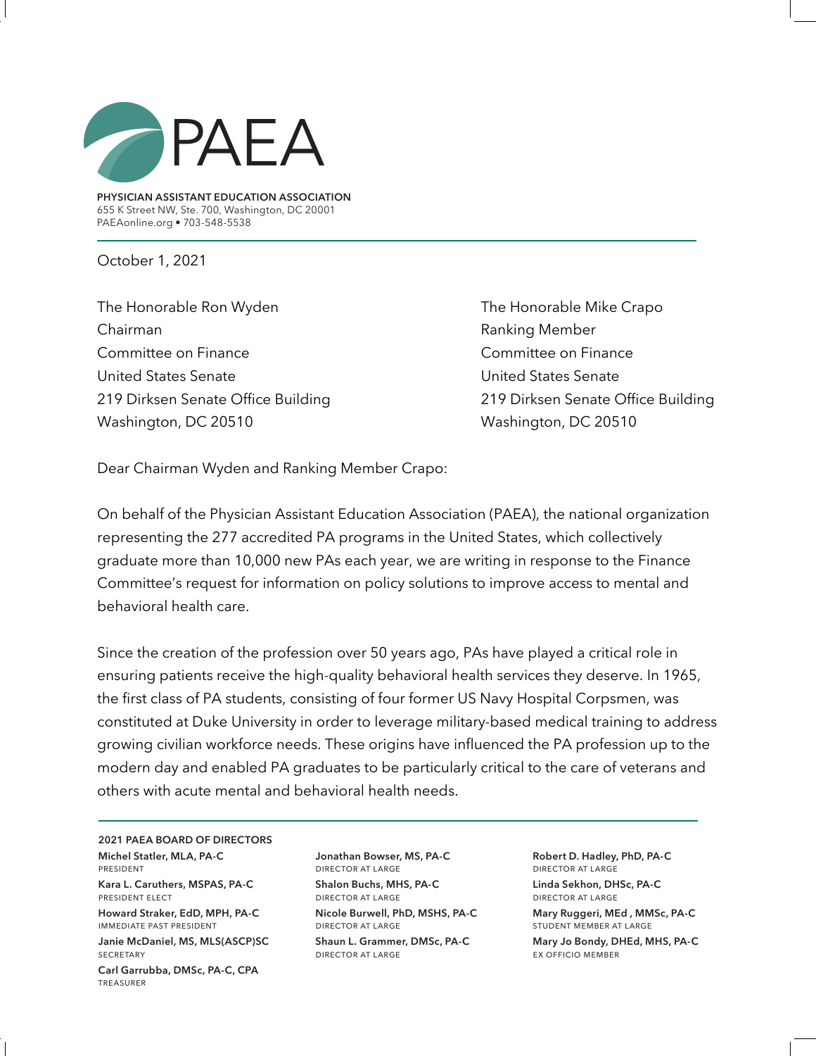PAEA

**PHYSICIAN ASSISTANT EDUCATION ASSOCIATION**
655 K Street NW, Ste. 700, Washington, DC 20001
PAEAonline.org • 703-548-5538

October 1, 2021

The Honorable Ron Wyden
Chairman
Committee on Finance
United States Senate
219 Dirksen Senate Office Building
Washington, DC 20510

The Honorable Mike Crapo
Ranking Member
Committee on Finance
United States Senate
219 Dirksen Senate Office Building
Washington, DC 20510

Dear Chairman Wyden and Ranking Member Crapo:

On behalf of the Physician Assistant Education Association (PAEA), the national organization representing the 277 accredited PA programs in the United States, which collectively graduate more than 10,000 new PAs each year, we are writing in response to the Finance Committee's request for information on policy solutions to improve access to mental and behavioral health care.

Since the creation of the profession over 50 years ago, PAs have played a critical role in ensuring patients receive the high-quality behavioral health services they deserve. In 1965, the first class of PA students, consisting of four former US Navy Hospital Corpsmen, was constituted at Duke University in order to leverage military-based medical training to address growing civilian workforce needs. These origins have influenced the PA profession up to the modern day and enabled PA graduates to be particularly critical to the care of veterans and others with acute mental and behavioral health needs.

**2021 PAEA BOARD OF DIRECTORS**

**Michel Statler, MLA, PA-C**
PRESIDENT

**Kara L. Caruthers, MSPAS, PA-C**
PRESIDENT ELECT

**Howard Straker, EdD, MPH, PA-C**
IMMEDIATE PAST PRESIDENT

**Janie McDaniel, MS, MLS(ASCP)SC**
SECRETARY

**Carl Garrubba, DMSc, PA-C, CPA**
TREASURER

**Jonathan Bowser, MS, PA-C**
DIRECTOR AT LARGE

**Shalon Buchs, MHS, PA-C**
DIRECTOR AT LARGE

**Nicole Burwell, PhD, MSHS, PA-C**
DIRECTOR AT LARGE

**Shaun L. Grammer, DMSc, PA-C**
DIRECTOR AT LARGE

**Robert D. Hadley, PhD, PA-C**
DIRECTOR AT LARGE

**Linda Sekhon, DHSc, PA-C**
DIRECTOR AT LARGE

**Mary Ruggeri, MEd , MMSc, PA-C**
STUDENT MEMBER AT LARGE

**Mary Jo Bondy, DHEd, MHS, PA-C**
EX OFFICIO MEMBER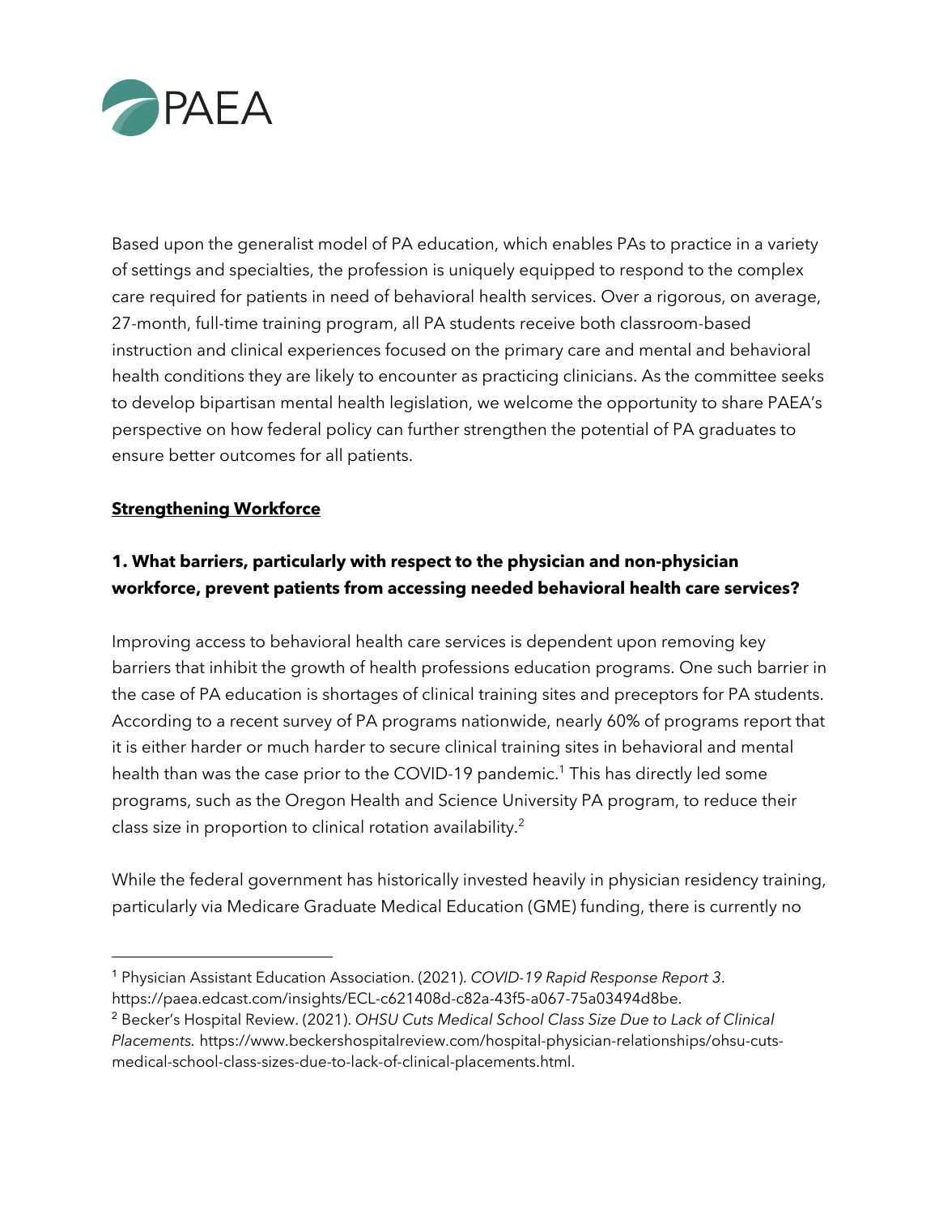Based upon the generalist model of PA education, which enables PAs to practice in a variety of settings and specialties, the profession is uniquely equipped to respond to the complex care required for patients in need of behavioral health services. Over a rigorous, on average, 27-month, full-time training program, all PA students receive both classroom-based instruction and clinical experiences focused on the primary care and mental and behavioral health conditions they are likely to encounter as practicing clinicians. As the committee seeks to develop bipartisan mental health legislation, we welcome the opportunity to share PAEA's perspective on how federal policy can further strengthen the potential of PA graduates to ensure better outcomes for all patients.

**Strengthening Workforce**

### 1. What barriers, particularly with respect to the physician and non-physician workforce, prevent patients from accessing needed behavioral health care services?

Improving access to behavioral health care services is dependent upon removing key barriers that inhibit the growth of health professions education programs. One such barrier in the case of PA education is shortages of clinical training sites and preceptors for PA students. According to a recent survey of PA programs nationwide, nearly 60% of programs report that it is either harder or much harder to secure clinical training sites in behavioral and mental health than was the case prior to the COVID-19 pandemic.[1] This has directly led some programs, such as the Oregon Health and Science University PA program, to reduce their class size in proportion to clinical rotation availability.[2]

While the federal government has historically invested heavily in physician residency training, particularly via Medicare Graduate Medical Education (GME) funding, there is currently no

---

[1] Physician Assistant Education Association. (2021). *COVID-19 Rapid Response Report 3*. https://paea.edcast.com/insights/ECL-c621408d-c82a-43f5-a067-75a03494d8be.

[2] Becker's Hospital Review. (2021). *OHSU Cuts Medical School Class Size Due to Lack of Clinical Placements.* https://www.beckershospitalreview.com/hospital-physician-relationships/ohsu-cuts-medical-school-class-sizes-due-to-lack-of-clinical-placements.html.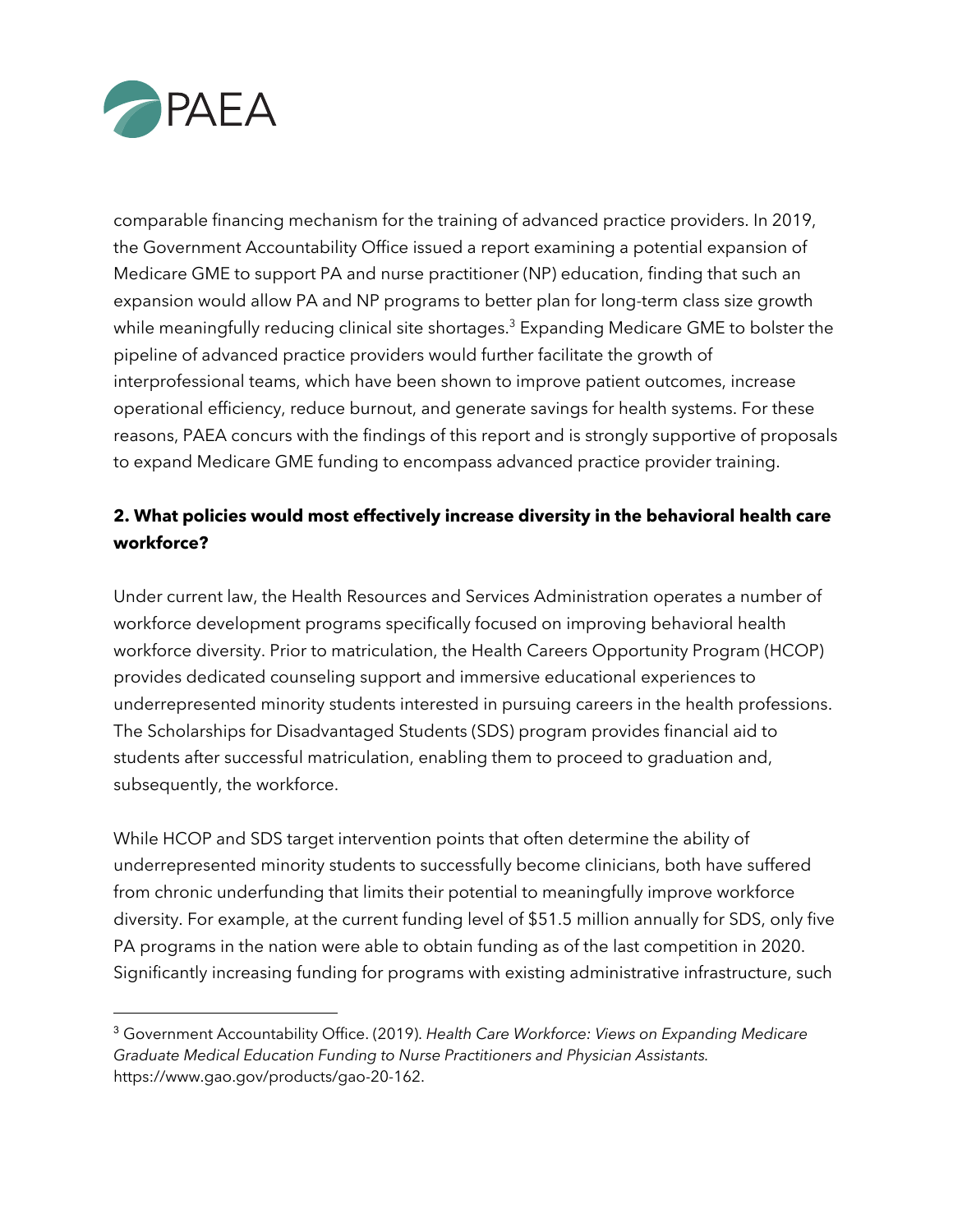comparable financing mechanism for the training of advanced practice providers. In 2019, the Government Accountability Office issued a report examining a potential expansion of Medicare GME to support PA and nurse practitioner (NP) education, finding that such an expansion would allow PA and NP programs to better plan for long-term class size growth while meaningfully reducing clinical site shortages.[3] Expanding Medicare GME to bolster the pipeline of advanced practice providers would further facilitate the growth of interprofessional teams, which have been shown to improve patient outcomes, increase operational efficiency, reduce burnout, and generate savings for health systems. For these reasons, PAEA concurs with the findings of this report and is strongly supportive of proposals to expand Medicare GME funding to encompass advanced practice provider training.

**2. What policies would most effectively increase diversity in the behavioral health care workforce?**

Under current law, the Health Resources and Services Administration operates a number of workforce development programs specifically focused on improving behavioral health workforce diversity. Prior to matriculation, the Health Careers Opportunity Program (HCOP) provides dedicated counseling support and immersive educational experiences to underrepresented minority students interested in pursuing careers in the health professions. The Scholarships for Disadvantaged Students (SDS) program provides financial aid to students after successful matriculation, enabling them to proceed to graduation and, subsequently, the workforce.

While HCOP and SDS target intervention points that often determine the ability of underrepresented minority students to successfully become clinicians, both have suffered from chronic underfunding that limits their potential to meaningfully improve workforce diversity. For example, at the current funding level of $51.5 million annually for SDS, only five PA programs in the nation were able to obtain funding as of the last competition in 2020. Significantly increasing funding for programs with existing administrative infrastructure, such

---

[3] Government Accountability Office. (2019). *Health Care Workforce: Views on Expanding Medicare Graduate Medical Education Funding to Nurse Practitioners and Physician Assistants*. https://www.gao.gov/products/gao-20-162.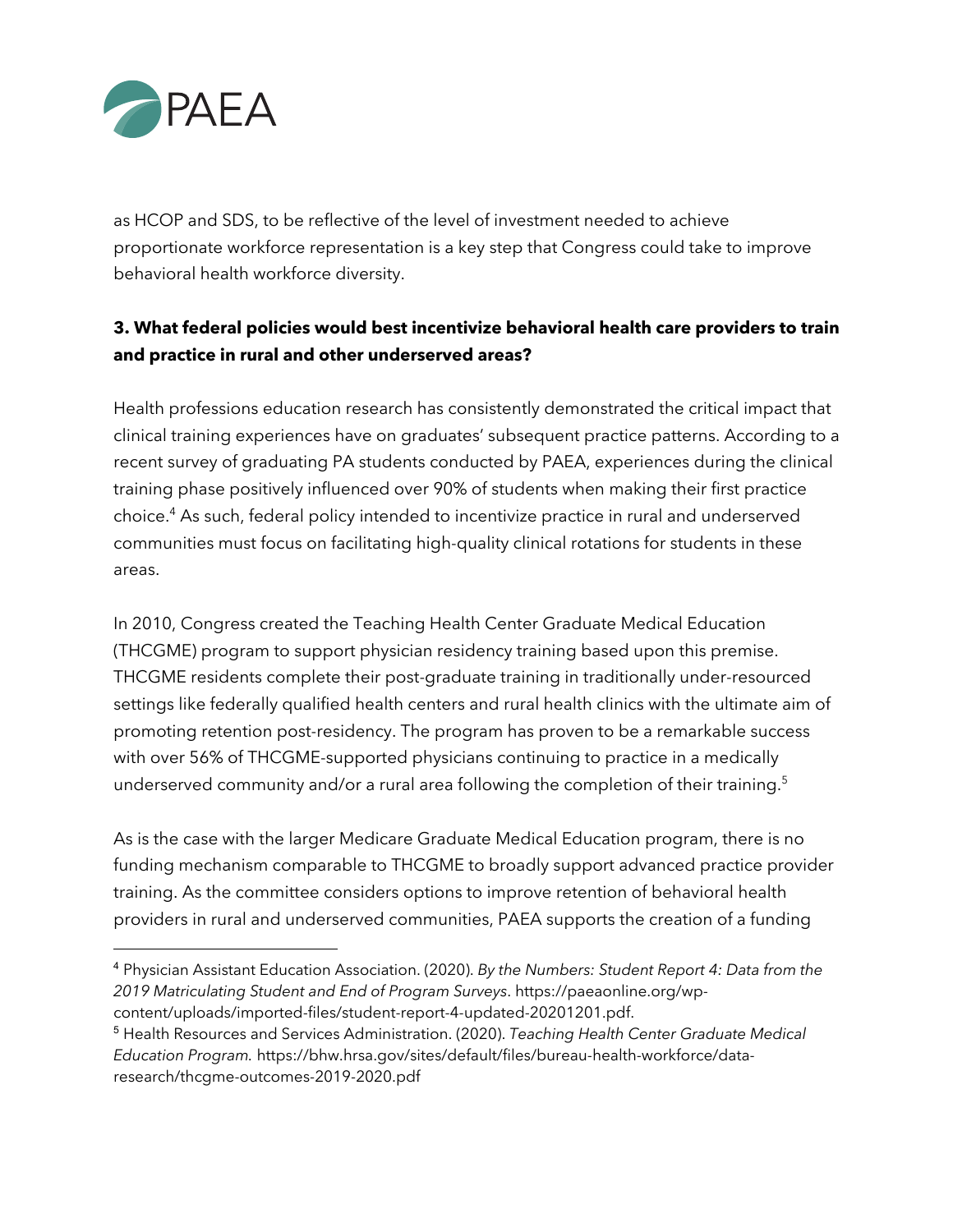as HCOP and SDS, to be reflective of the level of investment needed to achieve proportionate workforce representation is a key step that Congress could take to improve behavioral health workforce diversity.

**3. What federal policies would best incentivize behavioral health care providers to train and practice in rural and other underserved areas?**

Health professions education research has consistently demonstrated the critical impact that clinical training experiences have on graduates' subsequent practice patterns. According to a recent survey of graduating PA students conducted by PAEA, experiences during the clinical training phase positively influenced over 90% of students when making their first practice choice.[4] As such, federal policy intended to incentivize practice in rural and underserved communities must focus on facilitating high-quality clinical rotations for students in these areas.

In 2010, Congress created the Teaching Health Center Graduate Medical Education (THCGME) program to support physician residency training based upon this premise. THCGME residents complete their post-graduate training in traditionally under-resourced settings like federally qualified health centers and rural health clinics with the ultimate aim of promoting retention post-residency. The program has proven to be a remarkable success with over 56% of THCGME-supported physicians continuing to practice in a medically underserved community and/or a rural area following the completion of their training.[5]

As is the case with the larger Medicare Graduate Medical Education program, there is no funding mechanism comparable to THCGME to broadly support advanced practice provider training. As the committee considers options to improve retention of behavioral health providers in rural and underserved communities, PAEA supports the creation of a funding

---

[4] Physician Assistant Education Association. (2020). *By the Numbers: Student Report 4: Data from the 2019 Matriculating Student and End of Program Surveys*. https://paeaonline.org/wp-content/uploads/imported-files/student-report-4-updated-20201201.pdf.

[5] Health Resources and Services Administration. (2020). *Teaching Health Center Graduate Medical Education Program.* https://bhw.hrsa.gov/sites/default/files/bureau-health-workforce/data-research/thcgme-outcomes-2019-2020.pdf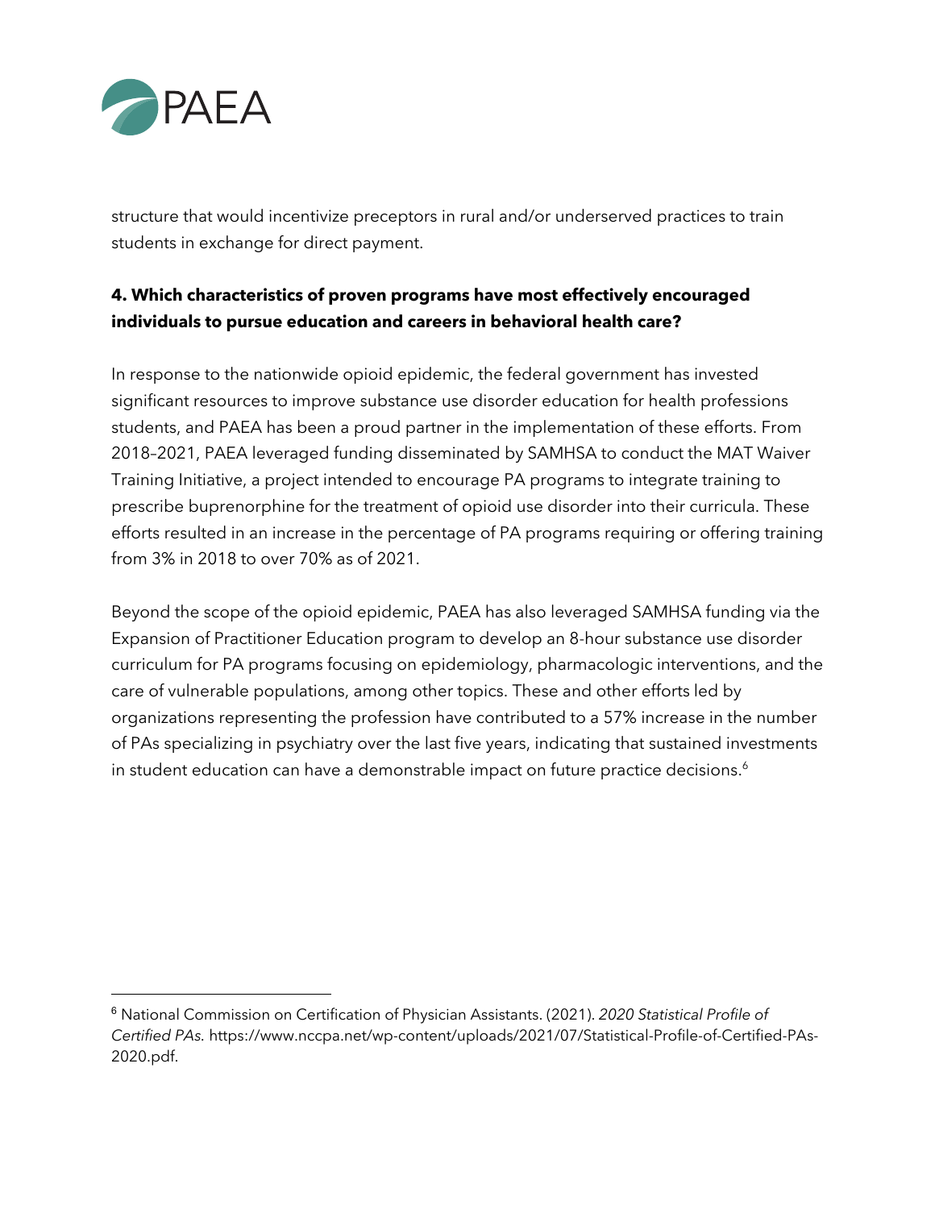structure that would incentivize preceptors in rural and/or underserved practices to train students in exchange for direct payment.

**4. Which characteristics of proven programs have most effectively encouraged individuals to pursue education and careers in behavioral health care?**

In response to the nationwide opioid epidemic, the federal government has invested significant resources to improve substance use disorder education for health professions students, and PAEA has been a proud partner in the implementation of these efforts. From 2018–2021, PAEA leveraged funding disseminated by SAMHSA to conduct the MAT Waiver Training Initiative, a project intended to encourage PA programs to integrate training to prescribe buprenorphine for the treatment of opioid use disorder into their curricula. These efforts resulted in an increase in the percentage of PA programs requiring or offering training from 3% in 2018 to over 70% as of 2021.

Beyond the scope of the opioid epidemic, PAEA has also leveraged SAMHSA funding via the Expansion of Practitioner Education program to develop an 8-hour substance use disorder curriculum for PA programs focusing on epidemiology, pharmacologic interventions, and the care of vulnerable populations, among other topics. These and other efforts led by organizations representing the profession have contributed to a 57% increase in the number of PAs specializing in psychiatry over the last five years, indicating that sustained investments in student education can have a demonstrable impact on future practice decisions.[6]

---

[6] National Commission on Certification of Physician Assistants. (2021). *2020 Statistical Profile of Certified PAs.* https://www.nccpa.net/wp-content/uploads/2021/07/Statistical-Profile-of-Certified-PAs-2020.pdf.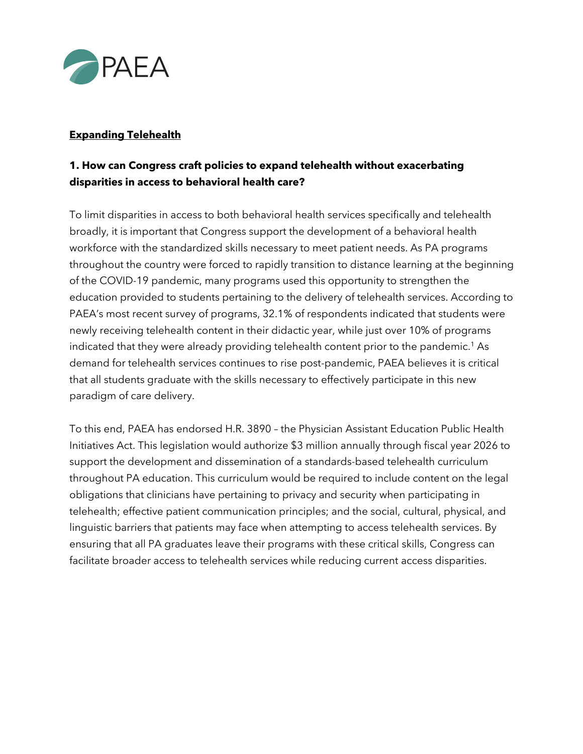PAEA

**<u>Expanding Telehealth</u>**

**1. How can Congress craft policies to expand telehealth without exacerbating disparities in access to behavioral health care?**

To limit disparities in access to both behavioral health services specifically and telehealth broadly, it is important that Congress support the development of a behavioral health workforce with the standardized skills necessary to meet patient needs. As PA programs throughout the country were forced to rapidly transition to distance learning at the beginning of the COVID-19 pandemic, many programs used this opportunity to strengthen the education provided to students pertaining to the delivery of telehealth services. According to PAEA's most recent survey of programs, 32.1% of respondents indicated that students were newly receiving telehealth content in their didactic year, while just over 10% of programs indicated that they were already providing telehealth content prior to the pandemic.[1] As demand for telehealth services continues to rise post-pandemic, PAEA believes it is critical that all students graduate with the skills necessary to effectively participate in this new paradigm of care delivery.

To this end, PAEA has endorsed H.R. 3890 – the Physician Assistant Education Public Health Initiatives Act. This legislation would authorize $3 million annually through fiscal year 2026 to support the development and dissemination of a standards-based telehealth curriculum throughout PA education. This curriculum would be required to include content on the legal obligations that clinicians have pertaining to privacy and security when participating in telehealth; effective patient communication principles; and the social, cultural, physical, and linguistic barriers that patients may face when attempting to access telehealth services. By ensuring that all PA graduates leave their programs with these critical skills, Congress can facilitate broader access to telehealth services while reducing current access disparities.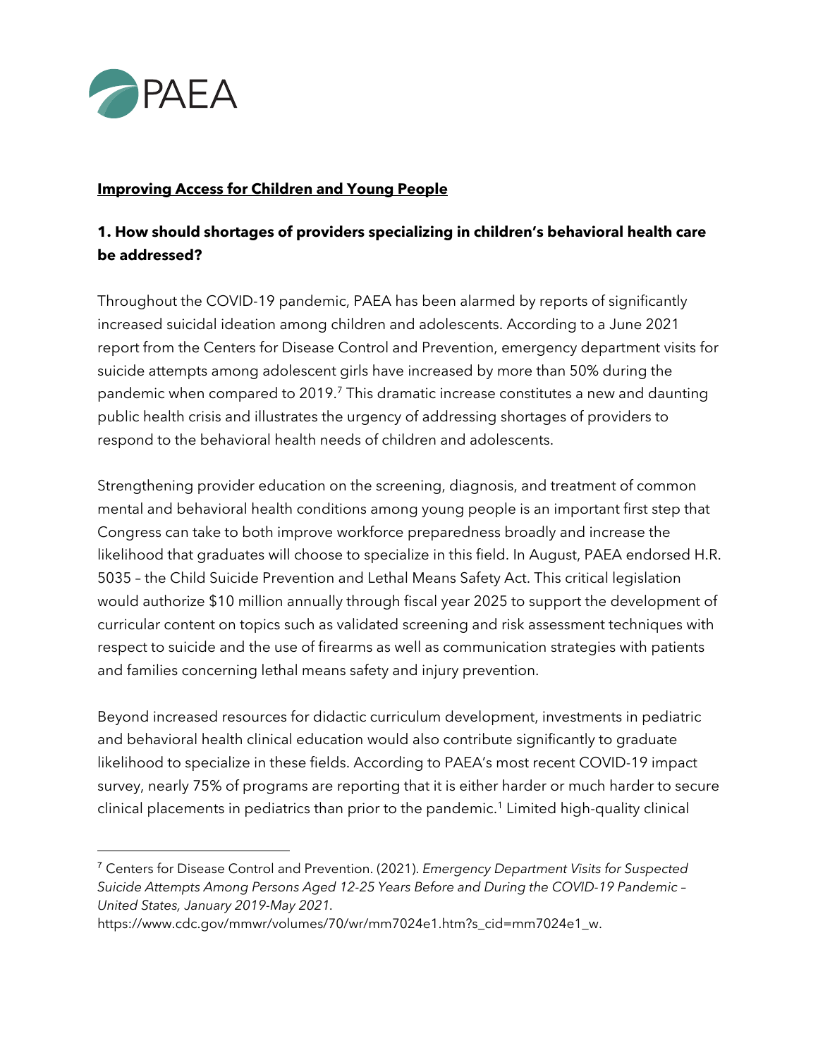**PAEA**

**Improving Access for Children and Young People**

### 1. How should shortages of providers specializing in children's behavioral health care be addressed?

Throughout the COVID-19 pandemic, PAEA has been alarmed by reports of significantly increased suicidal ideation among children and adolescents. According to a June 2021 report from the Centers for Disease Control and Prevention, emergency department visits for suicide attempts among adolescent girls have increased by more than 50% during the pandemic when compared to 2019.[7] This dramatic increase constitutes a new and daunting public health crisis and illustrates the urgency of addressing shortages of providers to respond to the behavioral health needs of children and adolescents.

Strengthening provider education on the screening, diagnosis, and treatment of common mental and behavioral health conditions among young people is an important first step that Congress can take to both improve workforce preparedness broadly and increase the likelihood that graduates will choose to specialize in this field. In August, PAEA endorsed H.R. 5035 – the Child Suicide Prevention and Lethal Means Safety Act. This critical legislation would authorize $10 million annually through fiscal year 2025 to support the development of curricular content on topics such as validated screening and risk assessment techniques with respect to suicide and the use of firearms as well as communication strategies with patients and families concerning lethal means safety and injury prevention.

Beyond increased resources for didactic curriculum development, investments in pediatric and behavioral health clinical education would also contribute significantly to graduate likelihood to specialize in these fields. According to PAEA's most recent COVID-19 impact survey, nearly 75% of programs are reporting that it is either harder or much harder to secure clinical placements in pediatrics than prior to the pandemic.[1] Limited high-quality clinical

---

[7] Centers for Disease Control and Prevention. (2021). *Emergency Department Visits for Suspected Suicide Attempts Among Persons Aged 12-25 Years Before and During the COVID-19 Pandemic – United States, January 2019-May 2021*. https://www.cdc.gov/mmwr/volumes/70/wr/mm7024e1.htm?s_cid=mm7024e1_w.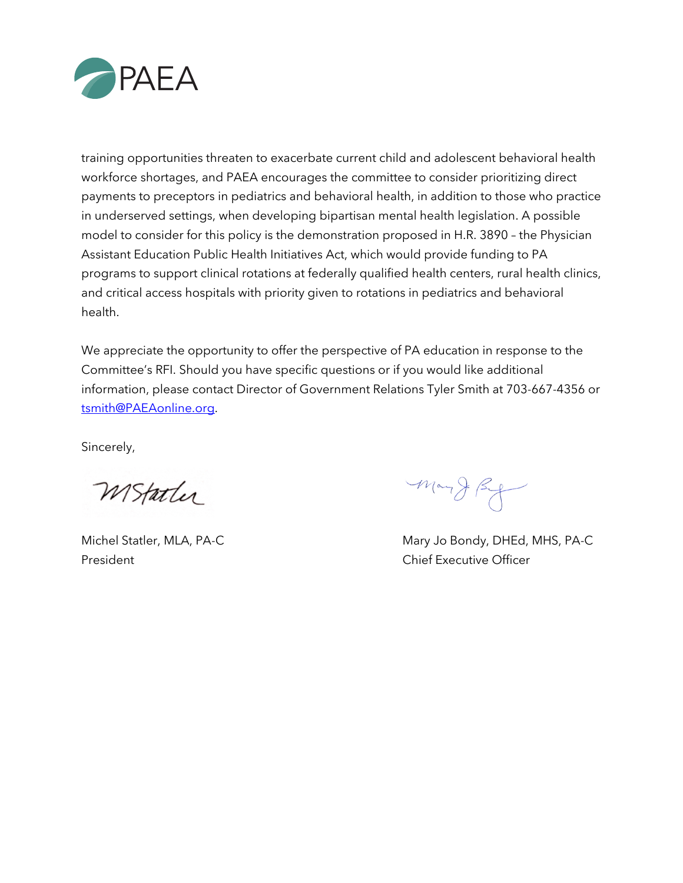training opportunities threaten to exacerbate current child and adolescent behavioral health workforce shortages, and PAEA encourages the committee to consider prioritizing direct payments to preceptors in pediatrics and behavioral health, in addition to those who practice in underserved settings, when developing bipartisan mental health legislation. A possible model to consider for this policy is the demonstration proposed in H.R. 3890 – the Physician Assistant Education Public Health Initiatives Act, which would provide funding to PA programs to support clinical rotations at federally qualified health centers, rural health clinics, and critical access hospitals with priority given to rotations in pediatrics and behavioral health.

We appreciate the opportunity to offer the perspective of PA education in response to the Committee's RFI. Should you have specific questions or if you would like additional information, please contact Director of Government Relations Tyler Smith at 703-667-4356 or tsmith@PAEAonline.org.

Sincerely,

Michel Statler, MLA, PA-C
President

Mary Jo Bondy, DHEd, MHS, PA-C
Chief Executive Officer